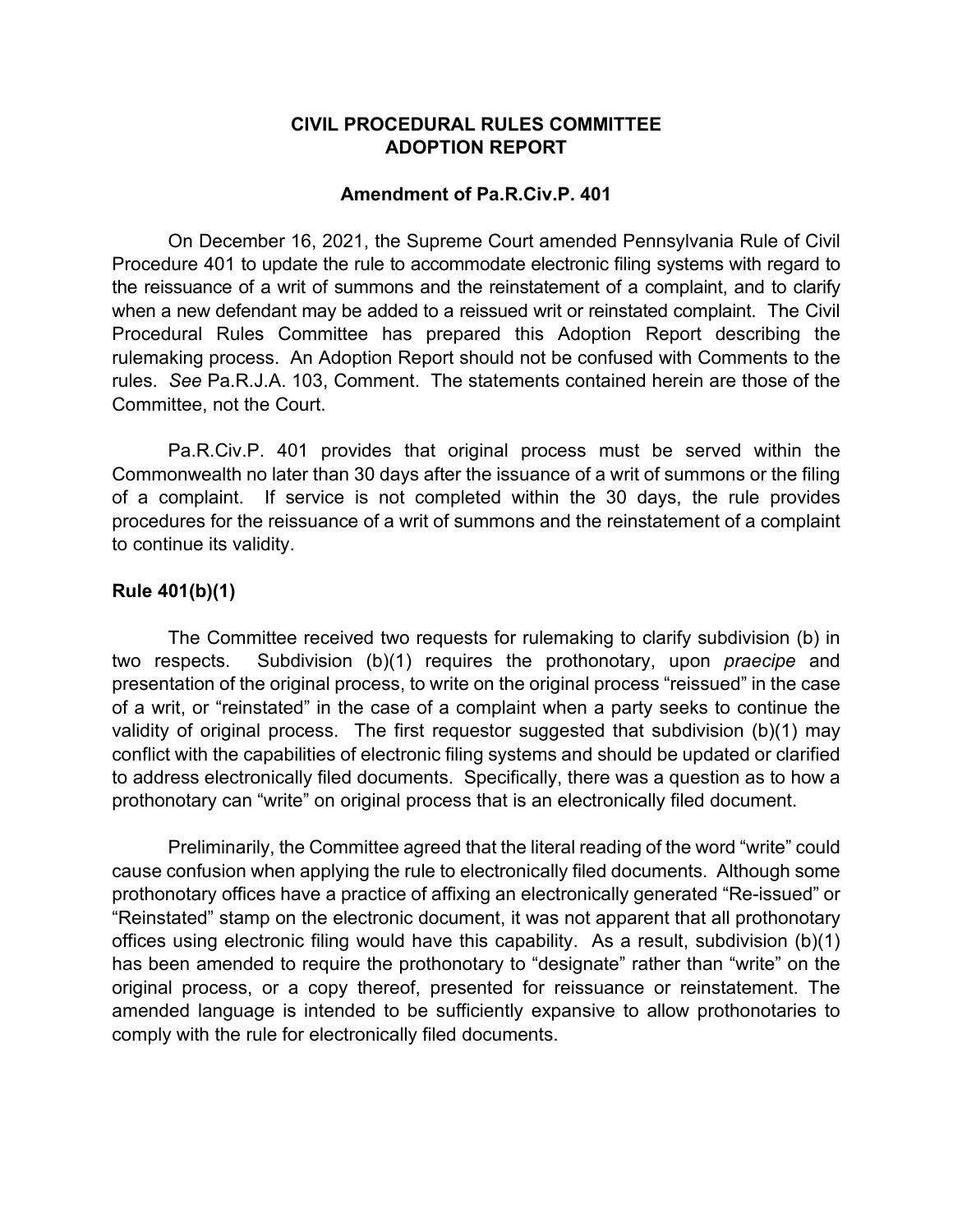**CIVIL PROCEDURAL RULES COMMITTEE**
**ADOPTION REPORT**

**Amendment of Pa.R.Civ.P. 401**

On December 16, 2021, the Supreme Court amended Pennsylvania Rule of Civil Procedure 401 to update the rule to accommodate electronic filing systems with regard to the reissuance of a writ of summons and the reinstatement of a complaint, and to clarify when a new defendant may be added to a reissued writ or reinstated complaint. The Civil Procedural Rules Committee has prepared this Adoption Report describing the rulemaking process. An Adoption Report should not be confused with Comments to the rules. *See* Pa.R.J.A. 103, Comment. The statements contained herein are those of the Committee, not the Court.

Pa.R.Civ.P. 401 provides that original process must be served within the Commonwealth no later than 30 days after the issuance of a writ of summons or the filing of a complaint. If service is not completed within the 30 days, the rule provides procedures for the reissuance of a writ of summons and the reinstatement of a complaint to continue its validity.

**Rule 401(b)(1)**

The Committee received two requests for rulemaking to clarify subdivision (b) in two respects. Subdivision (b)(1) requires the prothonotary, upon *praecipe* and presentation of the original process, to write on the original process "reissued" in the case of a writ, or "reinstated" in the case of a complaint when a party seeks to continue the validity of original process. The first requestor suggested that subdivision (b)(1) may conflict with the capabilities of electronic filing systems and should be updated or clarified to address electronically filed documents. Specifically, there was a question as to how a prothonotary can "write" on original process that is an electronically filed document.

Preliminarily, the Committee agreed that the literal reading of the word "write" could cause confusion when applying the rule to electronically filed documents. Although some prothonotary offices have a practice of affixing an electronically generated "Re-issued" or "Reinstated" stamp on the electronic document, it was not apparent that all prothonotary offices using electronic filing would have this capability. As a result, subdivision (b)(1) has been amended to require the prothonotary to "designate" rather than "write" on the original process, or a copy thereof, presented for reissuance or reinstatement. The amended language is intended to be sufficiently expansive to allow prothonotaries to comply with the rule for electronically filed documents.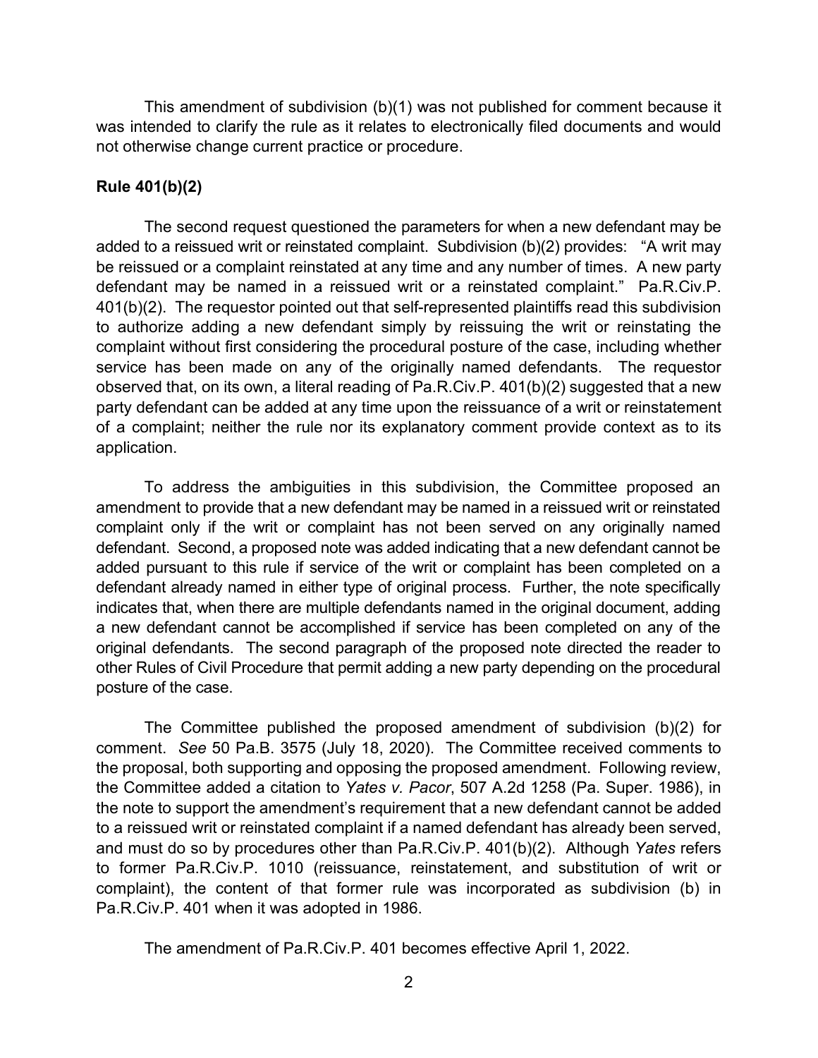This amendment of subdivision (b)(1) was not published for comment because it was intended to clarify the rule as it relates to electronically filed documents and would not otherwise change current practice or procedure.

**Rule 401(b)(2)**

The second request questioned the parameters for when a new defendant may be added to a reissued writ or reinstated complaint. Subdivision (b)(2) provides: "A writ may be reissued or a complaint reinstated at any time and any number of times. A new party defendant may be named in a reissued writ or a reinstated complaint." Pa.R.Civ.P. 401(b)(2). The requestor pointed out that self-represented plaintiffs read this subdivision to authorize adding a new defendant simply by reissuing the writ or reinstating the complaint without first considering the procedural posture of the case, including whether service has been made on any of the originally named defendants. The requestor observed that, on its own, a literal reading of Pa.R.Civ.P. 401(b)(2) suggested that a new party defendant can be added at any time upon the reissuance of a writ or reinstatement of a complaint; neither the rule nor its explanatory comment provide context as to its application.

To address the ambiguities in this subdivision, the Committee proposed an amendment to provide that a new defendant may be named in a reissued writ or reinstated complaint only if the writ or complaint has not been served on any originally named defendant. Second, a proposed note was added indicating that a new defendant cannot be added pursuant to this rule if service of the writ or complaint has been completed on a defendant already named in either type of original process. Further, the note specifically indicates that, when there are multiple defendants named in the original document, adding a new defendant cannot be accomplished if service has been completed on any of the original defendants. The second paragraph of the proposed note directed the reader to other Rules of Civil Procedure that permit adding a new party depending on the procedural posture of the case.

The Committee published the proposed amendment of subdivision (b)(2) for comment. *See* 50 Pa.B. 3575 (July 18, 2020). The Committee received comments to the proposal, both supporting and opposing the proposed amendment. Following review, the Committee added a citation to *Yates v. Pacor*, 507 A.2d 1258 (Pa. Super. 1986), in the note to support the amendment's requirement that a new defendant cannot be added to a reissued writ or reinstated complaint if a named defendant has already been served, and must do so by procedures other than Pa.R.Civ.P. 401(b)(2). Although *Yates* refers to former Pa.R.Civ.P. 1010 (reissuance, reinstatement, and substitution of writ or complaint), the content of that former rule was incorporated as subdivision (b) in Pa.R.Civ.P. 401 when it was adopted in 1986.

The amendment of Pa.R.Civ.P. 401 becomes effective April 1, 2022.